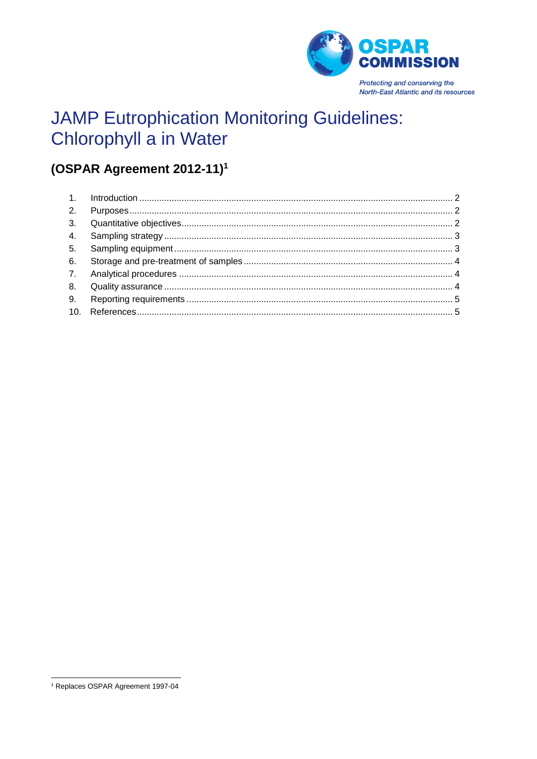OSPAR COMMISSION

*Protecting and conserving the North-East Atlantic and its resources*

# JAMP Eutrophication Monitoring Guidelines: Chlorophyll a in Water

## (OSPAR Agreement 2012-11)[1]

1. Introduction ..... 2
2. Purposes ..... 2
3. Quantitative objectives ..... 2
4. Sampling strategy ..... 3
5. Sampling equipment ..... 3
6. Storage and pre-treatment of samples ..... 4
7. Analytical procedures ..... 4
8. Quality assurance ..... 4
9. Reporting requirements ..... 5
10. References ..... 5

[1] Replaces OSPAR Agreement 1997-04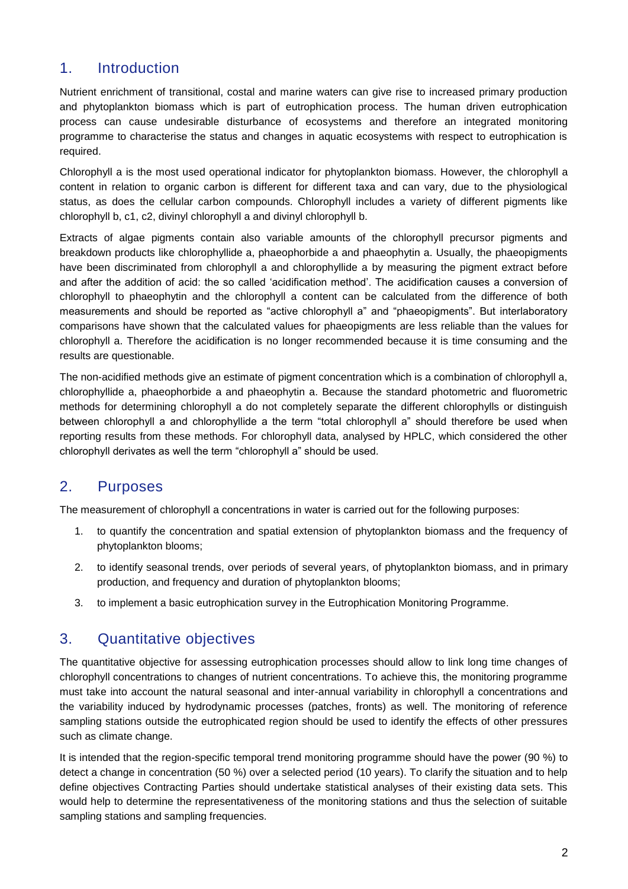## 1. Introduction

Nutrient enrichment of transitional, costal and marine waters can give rise to increased primary production and phytoplankton biomass which is part of eutrophication process. The human driven eutrophication process can cause undesirable disturbance of ecosystems and therefore an integrated monitoring programme to characterise the status and changes in aquatic ecosystems with respect to eutrophication is required.

Chlorophyll a is the most used operational indicator for phytoplankton biomass. However, the chlorophyll a content in relation to organic carbon is different for different taxa and can vary, due to the physiological status, as does the cellular carbon compounds. Chlorophyll includes a variety of different pigments like chlorophyll b, c1, c2, divinyl chlorophyll a and divinyl chlorophyll b.

Extracts of algae pigments contain also variable amounts of the chlorophyll precursor pigments and breakdown products like chlorophyllide a, phaeophorbide a and phaeophytin a. Usually, the phaeopigments have been discriminated from chlorophyll a and chlorophyllide a by measuring the pigment extract before and after the addition of acid: the so called 'acidification method'. The acidification causes a conversion of chlorophyll to phaeophytin and the chlorophyll a content can be calculated from the difference of both measurements and should be reported as "active chlorophyll a" and "phaeopigments". But interlaboratory comparisons have shown that the calculated values for phaeopigments are less reliable than the values for chlorophyll a. Therefore the acidification is no longer recommended because it is time consuming and the results are questionable.

The non-acidified methods give an estimate of pigment concentration which is a combination of chlorophyll a, chlorophyllide a, phaeophorbide a and phaeophytin a. Because the standard photometric and fluorometric methods for determining chlorophyll a do not completely separate the different chlorophylls or distinguish between chlorophyll a and chlorophyllide a the term "total chlorophyll a" should therefore be used when reporting results from these methods. For chlorophyll data, analysed by HPLC, which considered the other chlorophyll derivates as well the term "chlorophyll a" should be used.

## 2. Purposes

The measurement of chlorophyll a concentrations in water is carried out for the following purposes:

1. to quantify the concentration and spatial extension of phytoplankton biomass and the frequency of phytoplankton blooms;
2. to identify seasonal trends, over periods of several years, of phytoplankton biomass, and in primary production, and frequency and duration of phytoplankton blooms;
3. to implement a basic eutrophication survey in the Eutrophication Monitoring Programme.

## 3. Quantitative objectives

The quantitative objective for assessing eutrophication processes should allow to link long time changes of chlorophyll concentrations to changes of nutrient concentrations. To achieve this, the monitoring programme must take into account the natural seasonal and inter-annual variability in chlorophyll a concentrations and the variability induced by hydrodynamic processes (patches, fronts) as well. The monitoring of reference sampling stations outside the eutrophicated region should be used to identify the effects of other pressures such as climate change.

It is intended that the region-specific temporal trend monitoring programme should have the power (90 %) to detect a change in concentration (50 %) over a selected period (10 years). To clarify the situation and to help define objectives Contracting Parties should undertake statistical analyses of their existing data sets. This would help to determine the representativeness of the monitoring stations and thus the selection of suitable sampling stations and sampling frequencies.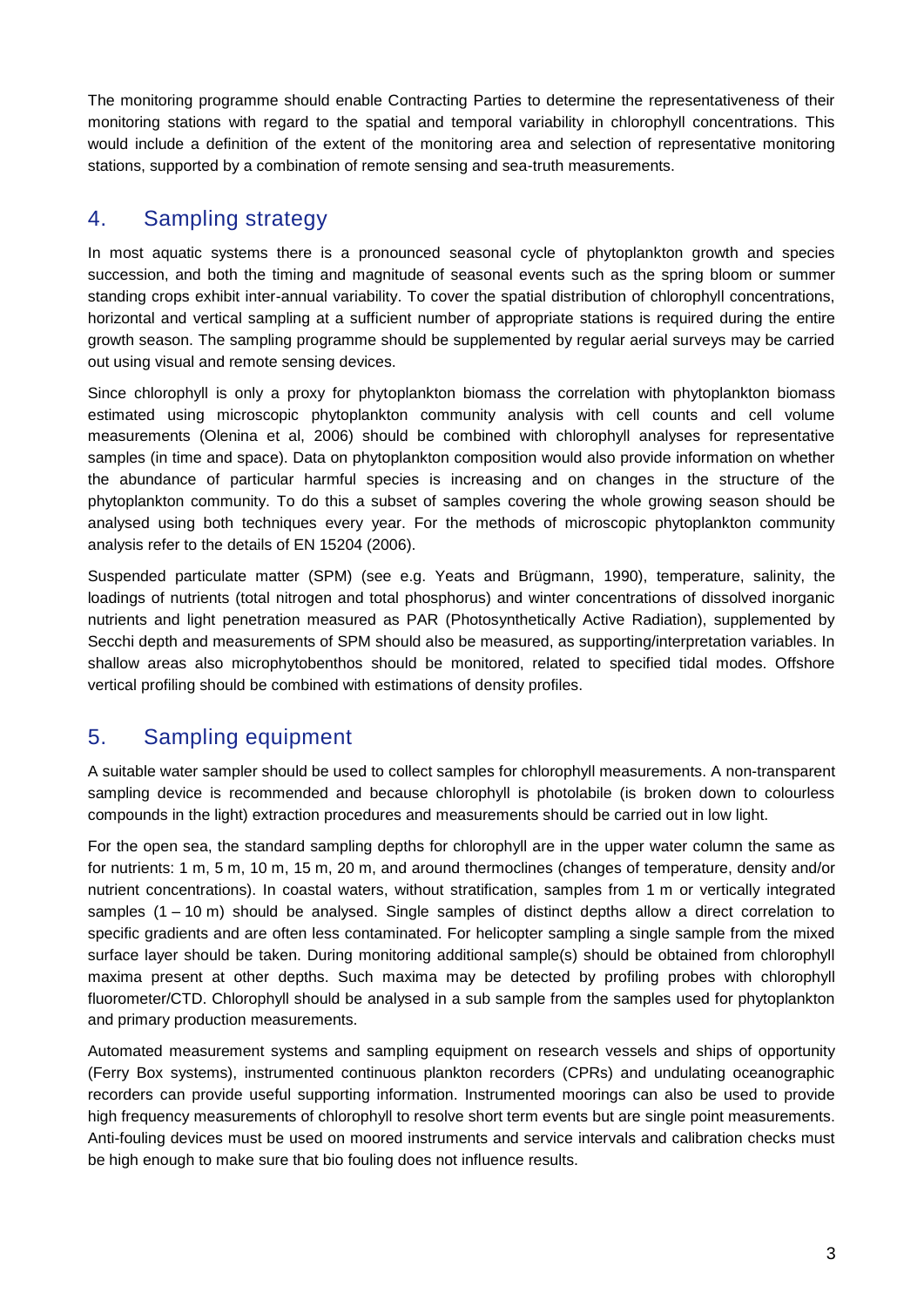The monitoring programme should enable Contracting Parties to determine the representativeness of their monitoring stations with regard to the spatial and temporal variability in chlorophyll concentrations. This would include a definition of the extent of the monitoring area and selection of representative monitoring stations, supported by a combination of remote sensing and sea-truth measurements.

## 4. Sampling strategy

In most aquatic systems there is a pronounced seasonal cycle of phytoplankton growth and species succession, and both the timing and magnitude of seasonal events such as the spring bloom or summer standing crops exhibit inter-annual variability. To cover the spatial distribution of chlorophyll concentrations, horizontal and vertical sampling at a sufficient number of appropriate stations is required during the entire growth season. The sampling programme should be supplemented by regular aerial surveys may be carried out using visual and remote sensing devices.

Since chlorophyll is only a proxy for phytoplankton biomass the correlation with phytoplankton biomass estimated using microscopic phytoplankton community analysis with cell counts and cell volume measurements (Olenina et al, 2006) should be combined with chlorophyll analyses for representative samples (in time and space). Data on phytoplankton composition would also provide information on whether the abundance of particular harmful species is increasing and on changes in the structure of the phytoplankton community. To do this a subset of samples covering the whole growing season should be analysed using both techniques every year. For the methods of microscopic phytoplankton community analysis refer to the details of EN 15204 (2006).

Suspended particulate matter (SPM) (see e.g. Yeats and Brügmann, 1990), temperature, salinity, the loadings of nutrients (total nitrogen and total phosphorus) and winter concentrations of dissolved inorganic nutrients and light penetration measured as PAR (Photosynthetically Active Radiation), supplemented by Secchi depth and measurements of SPM should also be measured, as supporting/interpretation variables. In shallow areas also microphytobenthos should be monitored, related to specified tidal modes. Offshore vertical profiling should be combined with estimations of density profiles.

## 5. Sampling equipment

A suitable water sampler should be used to collect samples for chlorophyll measurements. A non-transparent sampling device is recommended and because chlorophyll is photolabile (is broken down to colourless compounds in the light) extraction procedures and measurements should be carried out in low light.

For the open sea, the standard sampling depths for chlorophyll are in the upper water column the same as for nutrients: 1 m, 5 m, 10 m, 15 m, 20 m, and around thermoclines (changes of temperature, density and/or nutrient concentrations). In coastal waters, without stratification, samples from 1 m or vertically integrated samples (1 – 10 m) should be analysed. Single samples of distinct depths allow a direct correlation to specific gradients and are often less contaminated. For helicopter sampling a single sample from the mixed surface layer should be taken. During monitoring additional sample(s) should be obtained from chlorophyll maxima present at other depths. Such maxima may be detected by profiling probes with chlorophyll fluorometer/CTD. Chlorophyll should be analysed in a sub sample from the samples used for phytoplankton and primary production measurements.

Automated measurement systems and sampling equipment on research vessels and ships of opportunity (Ferry Box systems), instrumented continuous plankton recorders (CPRs) and undulating oceanographic recorders can provide useful supporting information. Instrumented moorings can also be used to provide high frequency measurements of chlorophyll to resolve short term events but are single point measurements. Anti-fouling devices must be used on moored instruments and service intervals and calibration checks must be high enough to make sure that bio fouling does not influence results.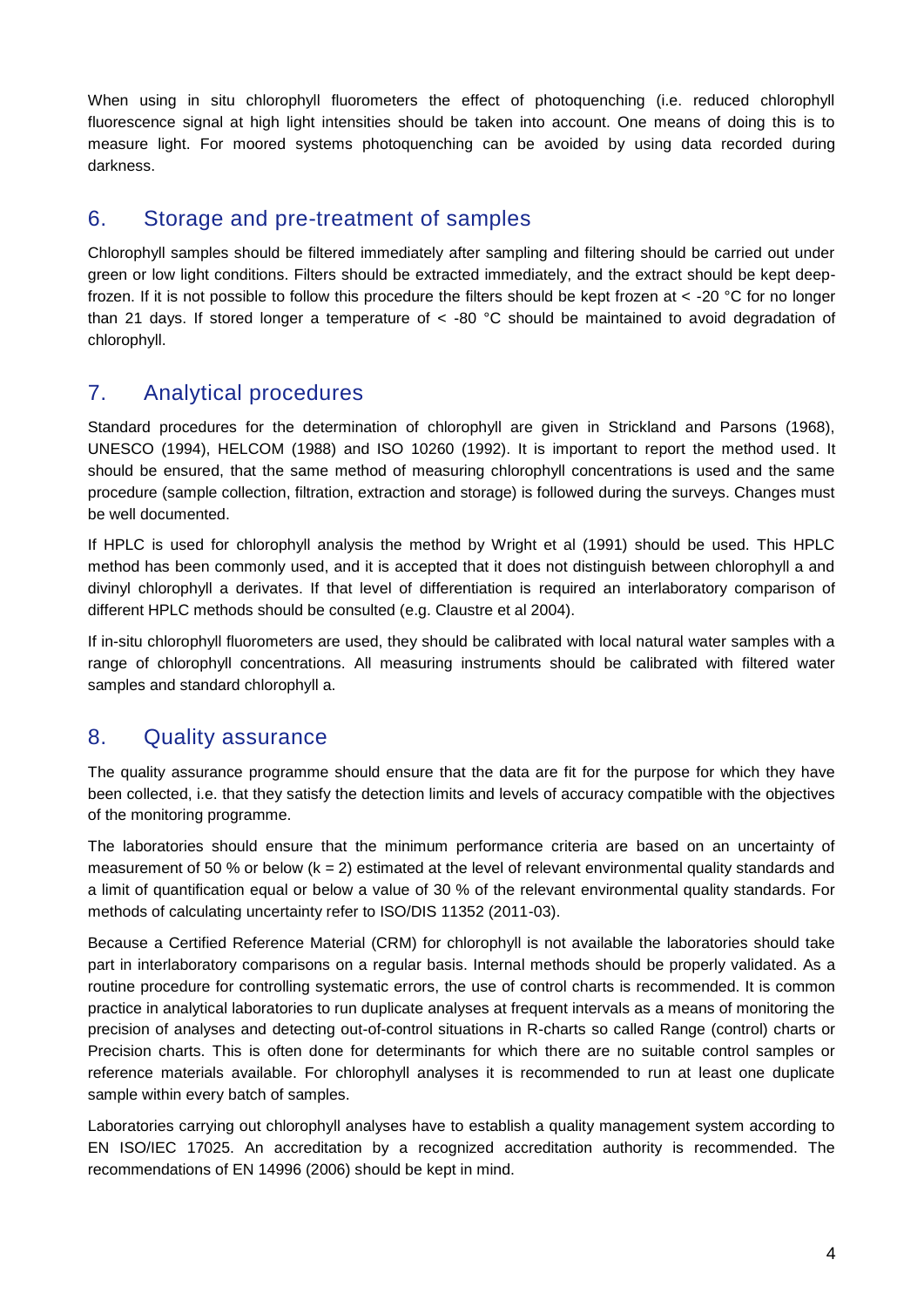When using in situ chlorophyll fluorometers the effect of photoquenching (i.e. reduced chlorophyll fluorescence signal at high light intensities should be taken into account. One means of doing this is to measure light. For moored systems photoquenching can be avoided by using data recorded during darkness.

## 6. Storage and pre-treatment of samples

Chlorophyll samples should be filtered immediately after sampling and filtering should be carried out under green or low light conditions. Filters should be extracted immediately, and the extract should be kept deep-frozen. If it is not possible to follow this procedure the filters should be kept frozen at < -20 °C for no longer than 21 days. If stored longer a temperature of < -80 °C should be maintained to avoid degradation of chlorophyll.

## 7. Analytical procedures

Standard procedures for the determination of chlorophyll are given in Strickland and Parsons (1968), UNESCO (1994), HELCOM (1988) and ISO 10260 (1992). It is important to report the method used. It should be ensured, that the same method of measuring chlorophyll concentrations is used and the same procedure (sample collection, filtration, extraction and storage) is followed during the surveys. Changes must be well documented.

If HPLC is used for chlorophyll analysis the method by Wright et al (1991) should be used. This HPLC method has been commonly used, and it is accepted that it does not distinguish between chlorophyll a and divinyl chlorophyll a derivates. If that level of differentiation is required an interlaboratory comparison of different HPLC methods should be consulted (e.g. Claustre et al 2004).

If in-situ chlorophyll fluorometers are used, they should be calibrated with local natural water samples with a range of chlorophyll concentrations. All measuring instruments should be calibrated with filtered water samples and standard chlorophyll a.

## 8. Quality assurance

The quality assurance programme should ensure that the data are fit for the purpose for which they have been collected, i.e. that they satisfy the detection limits and levels of accuracy compatible with the objectives of the monitoring programme.

The laboratories should ensure that the minimum performance criteria are based on an uncertainty of measurement of 50 % or below ($k = 2$) estimated at the level of relevant environmental quality standards and a limit of quantification equal or below a value of 30 % of the relevant environmental quality standards. For methods of calculating uncertainty refer to ISO/DIS 11352 (2011-03).

Because a Certified Reference Material (CRM) for chlorophyll is not available the laboratories should take part in interlaboratory comparisons on a regular basis. Internal methods should be properly validated. As a routine procedure for controlling systematic errors, the use of control charts is recommended. It is common practice in analytical laboratories to run duplicate analyses at frequent intervals as a means of monitoring the precision of analyses and detecting out-of-control situations in R-charts so called Range (control) charts or Precision charts. This is often done for determinants for which there are no suitable control samples or reference materials available. For chlorophyll analyses it is recommended to run at least one duplicate sample within every batch of samples.

Laboratories carrying out chlorophyll analyses have to establish a quality management system according to EN ISO/IEC 17025. An accreditation by a recognized accreditation authority is recommended. The recommendations of EN 14996 (2006) should be kept in mind.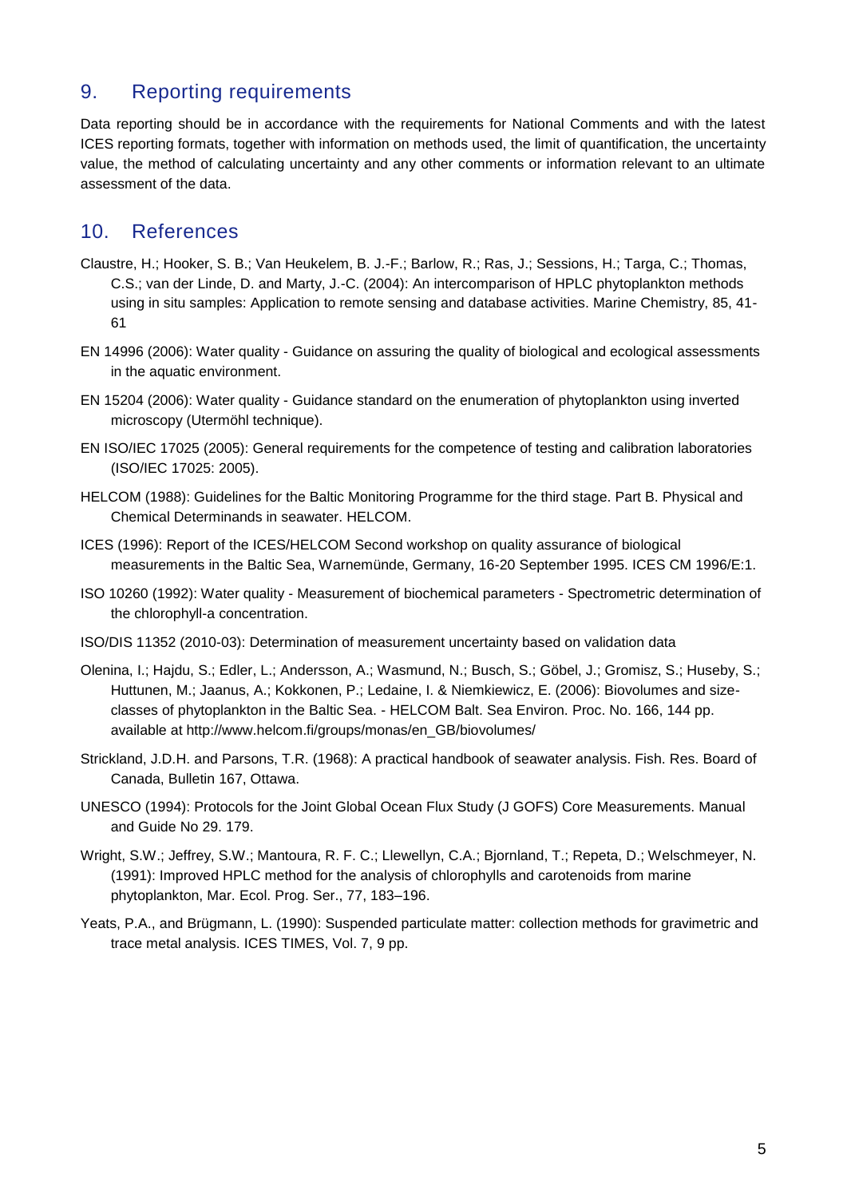## 9. Reporting requirements

Data reporting should be in accordance with the requirements for National Comments and with the latest ICES reporting formats, together with information on methods used, the limit of quantification, the uncertainty value, the method of calculating uncertainty and any other comments or information relevant to an ultimate assessment of the data.

## 10. References

Claustre, H.; Hooker, S. B.; Van Heukelem, B. J.-F.; Barlow, R.; Ras, J.; Sessions, H.; Targa, C.; Thomas, C.S.; van der Linde, D. and Marty, J.-C. (2004): An intercomparison of HPLC phytoplankton methods using in situ samples: Application to remote sensing and database activities. Marine Chemistry, 85, 41-61

EN 14996 (2006): Water quality - Guidance on assuring the quality of biological and ecological assessments in the aquatic environment.

EN 15204 (2006): Water quality - Guidance standard on the enumeration of phytoplankton using inverted microscopy (Utermöhl technique).

EN ISO/IEC 17025 (2005): General requirements for the competence of testing and calibration laboratories (ISO/IEC 17025: 2005).

HELCOM (1988): Guidelines for the Baltic Monitoring Programme for the third stage. Part B. Physical and Chemical Determinands in seawater. HELCOM.

ICES (1996): Report of the ICES/HELCOM Second workshop on quality assurance of biological measurements in the Baltic Sea, Warnemünde, Germany, 16-20 September 1995. ICES CM 1996/E:1.

ISO 10260 (1992): Water quality - Measurement of biochemical parameters - Spectrometric determination of the chlorophyll-a concentration.

ISO/DIS 11352 (2010-03): Determination of measurement uncertainty based on validation data

Olenina, I.; Hajdu, S.; Edler, L.; Andersson, A.; Wasmund, N.; Busch, S.; Göbel, J.; Gromisz, S.; Huseby, S.; Huttunen, M.; Jaanus, A.; Kokkonen, P.; Ledaine, I. & Niemkiewicz, E. (2006): Biovolumes and size-classes of phytoplankton in the Baltic Sea. - HELCOM Balt. Sea Environ. Proc. No. 166, 144 pp. available at http://www.helcom.fi/groups/monas/en_GB/biovolumes/

Strickland, J.D.H. and Parsons, T.R. (1968): A practical handbook of seawater analysis. Fish. Res. Board of Canada, Bulletin 167, Ottawa.

UNESCO (1994): Protocols for the Joint Global Ocean Flux Study (J GOFS) Core Measurements. Manual and Guide No 29. 179.

Wright, S.W.; Jeffrey, S.W.; Mantoura, R. F. C.; Llewellyn, C.A.; Bjornland, T.; Repeta, D.; Welschmeyer, N. (1991): Improved HPLC method for the analysis of chlorophylls and carotenoids from marine phytoplankton, Mar. Ecol. Prog. Ser., 77, 183–196.

Yeats, P.A., and Brügmann, L. (1990): Suspended particulate matter: collection methods for gravimetric and trace metal analysis. ICES TIMES, Vol. 7, 9 pp.